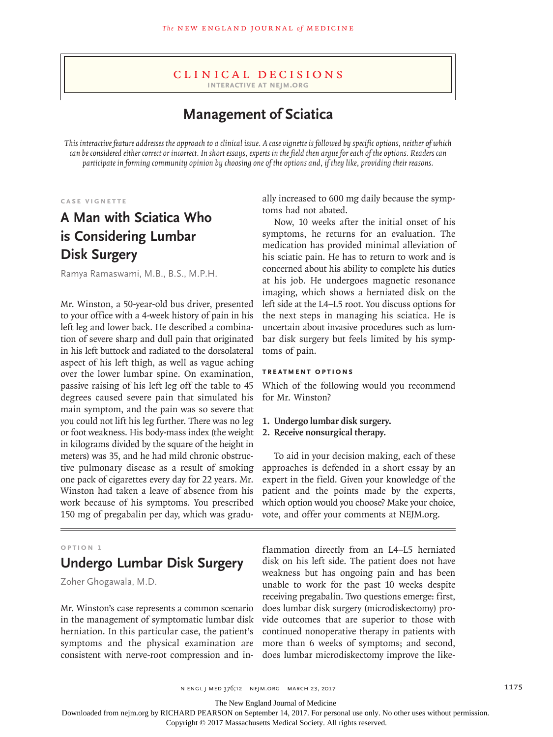# Clinical Decisions

**Interactive at NEJM.org**

## Management of Sciatica

*This interactive feature addresses the approach to a clinical issue. A case vignette is followed by specific options, neither of which can be considered either correct or incorrect. In short essays, experts in the field then argue for each of the options. Readers can participate in forming community opinion by choosing one of the options and, if they like, providing their reasons.*

### Case Vignette

## A Man with Sciatica Who is Considering Lumbar Disk Surgery

Ramya Ramaswami, M.B., B.S., M.P.H.

Mr. Winston, a 50-year-old bus driver, presented to your office with a 4-week history of pain in his left leg and lower back. He described a combination of severe sharp and dull pain that originated in his left buttock and radiated to the dorsolateral aspect of his left thigh, as well as vague aching over the lower lumbar spine. On examination, passive raising of his left leg off the table to 45 degrees caused severe pain that simulated his main symptom, and the pain was so severe that you could not lift his leg further. There was no leg or foot weakness. His body-mass index (the weight in kilograms divided by the square of the height in meters) was 35, and he had mild chronic obstructive pulmonary disease as a result of smoking one pack of cigarettes every day for 22 years. Mr. Winston had taken a leave of absence from his work because of his symptoms. You prescribed 150 mg of pregabalin per day, which was gradually increased to 600 mg daily because the symptoms had not abated.

Now, 10 weeks after the initial onset of his symptoms, he returns for an evaluation. The medication has provided minimal alleviation of his sciatic pain. He has to return to work and is concerned about his ability to complete his duties at his job. He undergoes magnetic resonance imaging, which shows a herniated disk on the left side at the L4–L5 root. You discuss options for the next steps in managing his sciatica. He is uncertain about invasive procedures such as lumbar disk surgery but feels limited by his symptoms of pain.

### Treatment Options

Which of the following would you recommend for Mr. Winston?

1. **Undergo lumbar disk surgery.**
2. **Receive nonsurgical therapy.**

To aid in your decision making, each of these approaches is defended in a short essay by an expert in the field. Given your knowledge of the patient and the points made by the experts, which option would you choose? Make your choice, vote, and offer your comments at NEJM.org.

### Option 1

## Undergo Lumbar Disk Surgery

Zoher Ghogawala, M.D.

Mr. Winston's case represents a common scenario in the management of symptomatic lumbar disk herniation. In this particular case, the patient's symptoms and the physical examination are consistent with nerve-root compression and inflammation directly from an L4–L5 herniated disk on his left side. The patient does not have weakness but has ongoing pain and has been unable to work for the past 10 weeks despite receiving pregabalin. Two questions emerge: first, does lumbar disk surgery (microdiskectomy) provide outcomes that are superior to those with continued nonoperative therapy in patients with more than 6 weeks of symptoms; and second, does lumbar microdiskectomy improve the like-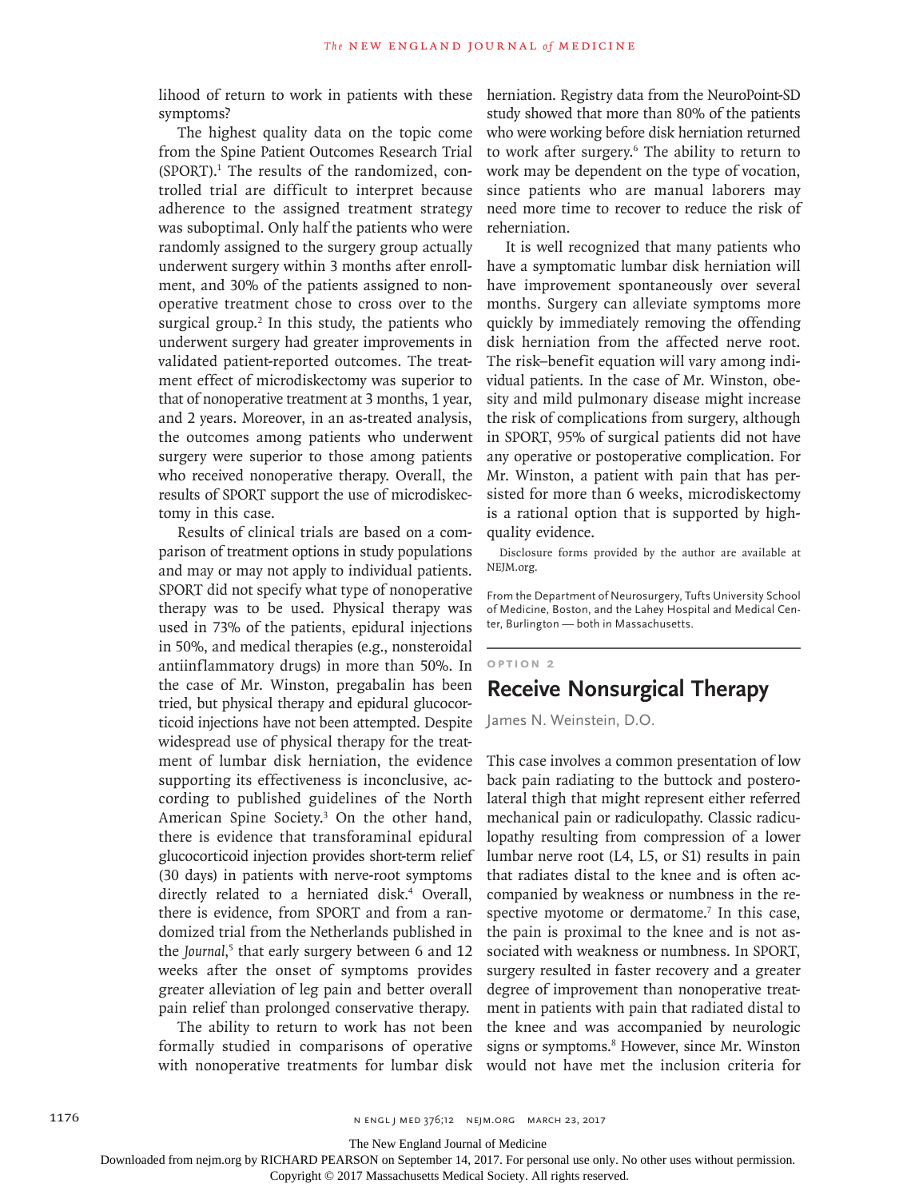lihood of return to work in patients with these symptoms?

The highest quality data on the topic come from the Spine Patient Outcomes Research Trial (SPORT).[1] The results of the randomized, controlled trial are difficult to interpret because adherence to the assigned treatment strategy was suboptimal. Only half the patients who were randomly assigned to the surgery group actually underwent surgery within 3 months after enrollment, and 30% of the patients assigned to nonoperative treatment chose to cross over to the surgical group.[2] In this study, the patients who underwent surgery had greater improvements in validated patient-reported outcomes. The treatment effect of microdiskectomy was superior to that of nonoperative treatment at 3 months, 1 year, and 2 years. Moreover, in an as-treated analysis, the outcomes among patients who underwent surgery were superior to those among patients who received nonoperative therapy. Overall, the results of SPORT support the use of microdiskectomy in this case.

Results of clinical trials are based on a comparison of treatment options in study populations and may or may not apply to individual patients. SPORT did not specify what type of nonoperative therapy was to be used. Physical therapy was used in 73% of the patients, epidural injections in 50%, and medical therapies (e.g., nonsteroidal antiinflammatory drugs) in more than 50%. In the case of Mr. Winston, pregabalin has been tried, but physical therapy and epidural glucocorticoid injections have not been attempted. Despite widespread use of physical therapy for the treatment of lumbar disk herniation, the evidence supporting its effectiveness is inconclusive, according to published guidelines of the North American Spine Society.[3] On the other hand, there is evidence that transforaminal epidural glucocorticoid injection provides short-term relief (30 days) in patients with nerve-root symptoms directly related to a herniated disk.[4] Overall, there is evidence, from SPORT and from a randomized trial from the Netherlands published in the *Journal*,[5] that early surgery between 6 and 12 weeks after the onset of symptoms provides greater alleviation of leg pain and better overall pain relief than prolonged conservative therapy.

The ability to return to work has not been formally studied in comparisons of operative with nonoperative treatments for lumbar disk herniation. Registry data from the NeuroPoint-SD study showed that more than 80% of the patients who were working before disk herniation returned to work after surgery.[6] The ability to return to work may be dependent on the type of vocation, since patients who are manual laborers may need more time to recover to reduce the risk of reherniation.

It is well recognized that many patients who have a symptomatic lumbar disk herniation will have improvement spontaneously over several months. Surgery can alleviate symptoms more quickly by immediately removing the offending disk herniation from the affected nerve root. The risk–benefit equation will vary among individual patients. In the case of Mr. Winston, obesity and mild pulmonary disease might increase the risk of complications from surgery, although in SPORT, 95% of surgical patients did not have any operative or postoperative complication. For Mr. Winston, a patient with pain that has persisted for more than 6 weeks, microdiskectomy is a rational option that is supported by high-quality evidence.

Disclosure forms provided by the author are available at NEJM.org.

From the Department of Neurosurgery, Tufts University School of Medicine, Boston, and the Lahey Hospital and Medical Center, Burlington — both in Massachusetts.

OPTION 2

## Receive Nonsurgical Therapy

James N. Weinstein, D.O.

This case involves a common presentation of low back pain radiating to the buttock and posterolateral thigh that might represent either referred mechanical pain or radiculopathy. Classic radiculopathy resulting from compression of a lower lumbar nerve root (L4, L5, or S1) results in pain that radiates distal to the knee and is often accompanied by weakness or numbness in the respective myotome or dermatome.[7] In this case, the pain is proximal to the knee and is not associated with weakness or numbness. In SPORT, surgery resulted in faster recovery and a greater degree of improvement than nonoperative treatment in patients with pain that radiated distal to the knee and was accompanied by neurologic signs or symptoms.[8] However, since Mr. Winston would not have met the inclusion criteria for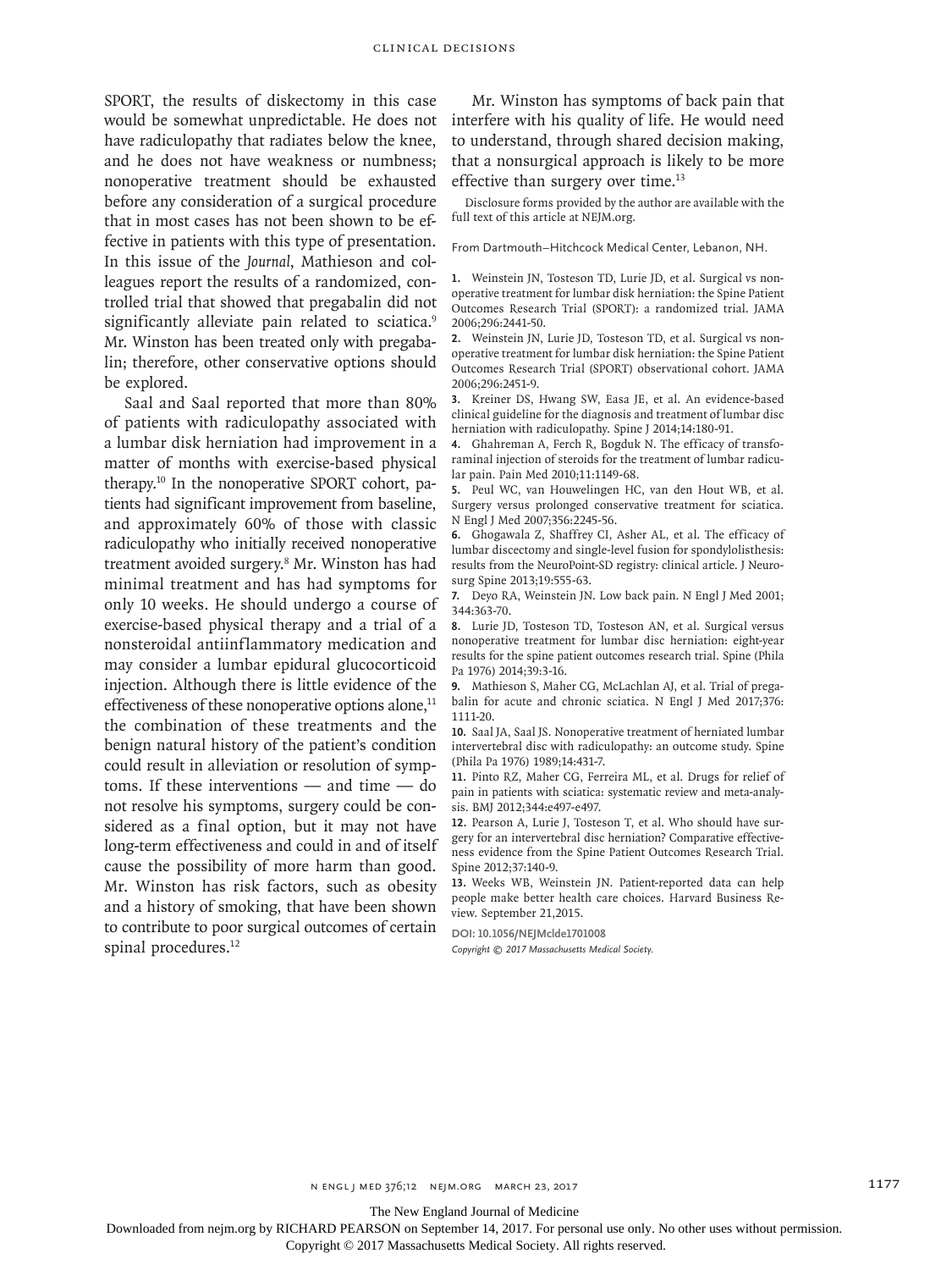SPORT, the results of diskectomy in this case would be somewhat unpredictable. He does not have radiculopathy that radiates below the knee, and he does not have weakness or numbness; nonoperative treatment should be exhausted before any consideration of a surgical procedure that in most cases has not been shown to be effective in patients with this type of presentation. In this issue of the *Journal*, Mathieson and colleagues report the results of a randomized, controlled trial that showed that pregabalin did not significantly alleviate pain related to sciatica.[9] Mr. Winston has been treated only with pregabalin; therefore, other conservative options should be explored.

Saal and Saal reported that more than 80% of patients with radiculopathy associated with a lumbar disk herniation had improvement in a matter of months with exercise-based physical therapy.[10] In the nonoperative SPORT cohort, patients had significant improvement from baseline, and approximately 60% of those with classic radiculopathy who initially received nonoperative treatment avoided surgery.[8] Mr. Winston has had minimal treatment and has had symptoms for only 10 weeks. He should undergo a course of exercise-based physical therapy and a trial of a nonsteroidal antiinflammatory medication and may consider a lumbar epidural glucocorticoid injection. Although there is little evidence of the effectiveness of these nonoperative options alone,[11] the combination of these treatments and the benign natural history of the patient's condition could result in alleviation or resolution of symptoms. If these interventions — and time — do not resolve his symptoms, surgery could be considered as a final option, but it may not have long-term effectiveness and could in and of itself cause the possibility of more harm than good. Mr. Winston has risk factors, such as obesity and a history of smoking, that have been shown to contribute to poor surgical outcomes of certain spinal procedures.[12]

Mr. Winston has symptoms of back pain that interfere with his quality of life. He would need to understand, through shared decision making, that a nonsurgical approach is likely to be more effective than surgery over time.[13]

Disclosure forms provided by the author are available with the full text of this article at NEJM.org.

From Dartmouth–Hitchcock Medical Center, Lebanon, NH.

1. Weinstein JN, Tosteson TD, Lurie JD, et al. Surgical vs nonoperative treatment for lumbar disk herniation: the Spine Patient Outcomes Research Trial (SPORT): a randomized trial. JAMA 2006;296:2441-50.
2. Weinstein JN, Lurie JD, Tosteson TD, et al. Surgical vs nonoperative treatment for lumbar disk herniation: the Spine Patient Outcomes Research Trial (SPORT) observational cohort. JAMA 2006;296:2451-9.
3. Kreiner DS, Hwang SW, Easa JE, et al. An evidence-based clinical guideline for the diagnosis and treatment of lumbar disc herniation with radiculopathy. Spine J 2014;14:180-91.
4. Ghahreman A, Ferch R, Bogduk N. The efficacy of transforaminal injection of steroids for the treatment of lumbar radicular pain. Pain Med 2010;11:1149-68.
5. Peul WC, van Houwelingen HC, van den Hout WB, et al. Surgery versus prolonged conservative treatment for sciatica. N Engl J Med 2007;356:2245-56.
6. Ghogawala Z, Shaffrey CI, Asher AL, et al. The efficacy of lumbar discectomy and single-level fusion for spondylolisthesis: results from the NeuroPoint-SD registry: clinical article. J Neurosurg Spine 2013;19:555-63.
7. Deyo RA, Weinstein JN. Low back pain. N Engl J Med 2001; 344:363-70.
8. Lurie JD, Tosteson TD, Tosteson AN, et al. Surgical versus nonoperative treatment for lumbar disc herniation: eight-year results for the spine patient outcomes research trial. Spine (Phila Pa 1976) 2014;39:3-16.
9. Mathieson S, Maher CG, McLachlan AJ, et al. Trial of pregabalin for acute and chronic sciatica. N Engl J Med 2017;376: 1111-20.
10. Saal JA, Saal JS. Nonoperative treatment of herniated lumbar intervertebral disc with radiculopathy: an outcome study. Spine (Phila Pa 1976) 1989;14:431-7.
11. Pinto RZ, Maher CG, Ferreira ML, et al. Drugs for relief of pain in patients with sciatica: systematic review and meta-analysis. BMJ 2012;344:e497-e497.
12. Pearson A, Lurie J, Tosteson T, et al. Who should have surgery for an intervertebral disc herniation? Comparative effectiveness evidence from the Spine Patient Outcomes Research Trial. Spine 2012;37:140-9.
13. Weeks WB, Weinstein JN. Patient-reported data can help people make better health care choices. Harvard Business Review. September 21,2015.

DOI: 10.1056/NEJMclde1701008

*Copyright © 2017 Massachusetts Medical Society.*